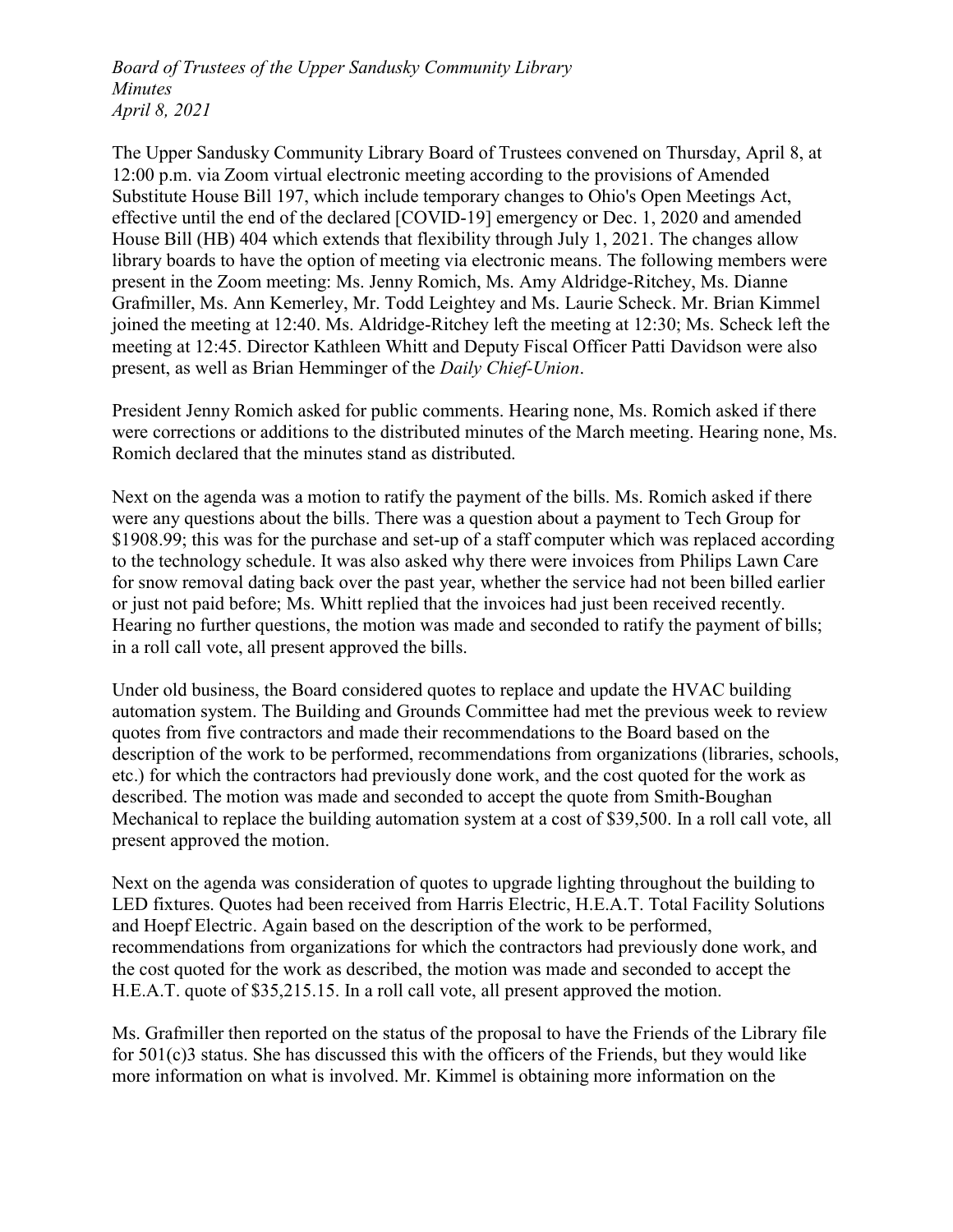*Board of Trustees of the Upper Sandusky Community Library*
*Minutes*
*April 8, 2021*

The Upper Sandusky Community Library Board of Trustees convened on Thursday, April 8, at 12:00 p.m. via Zoom virtual electronic meeting according to the provisions of Amended Substitute House Bill 197, which include temporary changes to Ohio's Open Meetings Act, effective until the end of the declared [COVID-19] emergency or Dec. 1, 2020 and amended House Bill (HB) 404 which extends that flexibility through July 1, 2021. The changes allow library boards to have the option of meeting via electronic means. The following members were present in the Zoom meeting: Ms. Jenny Romich, Ms. Amy Aldridge-Ritchey, Ms. Dianne Grafmiller, Ms. Ann Kemerley, Mr. Todd Leightey and Ms. Laurie Scheck. Mr. Brian Kimmel joined the meeting at 12:40. Ms. Aldridge-Ritchey left the meeting at 12:30; Ms. Scheck left the meeting at 12:45. Director Kathleen Whitt and Deputy Fiscal Officer Patti Davidson were also present, as well as Brian Hemminger of the *Daily Chief-Union*.

President Jenny Romich asked for public comments. Hearing none, Ms. Romich asked if there were corrections or additions to the distributed minutes of the March meeting. Hearing none, Ms. Romich declared that the minutes stand as distributed.

Next on the agenda was a motion to ratify the payment of the bills. Ms. Romich asked if there were any questions about the bills. There was a question about a payment to Tech Group for $1908.99; this was for the purchase and set-up of a staff computer which was replaced according to the technology schedule. It was also asked why there were invoices from Philips Lawn Care for snow removal dating back over the past year, whether the service had not been billed earlier or just not paid before; Ms. Whitt replied that the invoices had just been received recently. Hearing no further questions, the motion was made and seconded to ratify the payment of bills; in a roll call vote, all present approved the bills.

Under old business, the Board considered quotes to replace and update the HVAC building automation system. The Building and Grounds Committee had met the previous week to review quotes from five contractors and made their recommendations to the Board based on the description of the work to be performed, recommendations from organizations (libraries, schools, etc.) for which the contractors had previously done work, and the cost quoted for the work as described. The motion was made and seconded to accept the quote from Smith-Boughan Mechanical to replace the building automation system at a cost of $39,500. In a roll call vote, all present approved the motion.

Next on the agenda was consideration of quotes to upgrade lighting throughout the building to LED fixtures. Quotes had been received from Harris Electric, H.E.A.T. Total Facility Solutions and Hoepf Electric. Again based on the description of the work to be performed, recommendations from organizations for which the contractors had previously done work, and the cost quoted for the work as described, the motion was made and seconded to accept the H.E.A.T. quote of $35,215.15. In a roll call vote, all present approved the motion.

Ms. Grafmiller then reported on the status of the proposal to have the Friends of the Library file for 501(c)3 status. She has discussed this with the officers of the Friends, but they would like more information on what is involved. Mr. Kimmel is obtaining more information on the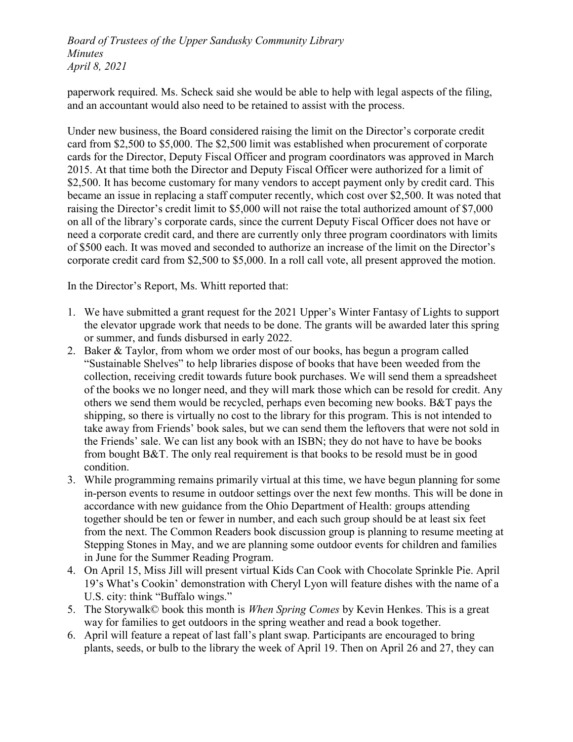paperwork required. Ms. Scheck said she would be able to help with legal aspects of the filing, and an accountant would also need to be retained to assist with the process.

Under new business, the Board considered raising the limit on the Director's corporate credit card from $2,500 to $5,000. The $2,500 limit was established when procurement of corporate cards for the Director, Deputy Fiscal Officer and program coordinators was approved in March 2015. At that time both the Director and Deputy Fiscal Officer were authorized for a limit of $2,500. It has become customary for many vendors to accept payment only by credit card. This became an issue in replacing a staff computer recently, which cost over $2,500. It was noted that raising the Director's credit limit to $5,000 will not raise the total authorized amount of $7,000 on all of the library's corporate cards, since the current Deputy Fiscal Officer does not have or need a corporate credit card, and there are currently only three program coordinators with limits of $500 each. It was moved and seconded to authorize an increase of the limit on the Director's corporate credit card from $2,500 to $5,000. In a roll call vote, all present approved the motion.

In the Director's Report, Ms. Whitt reported that:

1. We have submitted a grant request for the 2021 Upper's Winter Fantasy of Lights to support the elevator upgrade work that needs to be done. The grants will be awarded later this spring or summer, and funds disbursed in early 2022.
2. Baker & Taylor, from whom we order most of our books, has begun a program called "Sustainable Shelves" to help libraries dispose of books that have been weeded from the collection, receiving credit towards future book purchases. We will send them a spreadsheet of the books we no longer need, and they will mark those which can be resold for credit. Any others we send them would be recycled, perhaps even becoming new books. B&T pays the shipping, so there is virtually no cost to the library for this program. This is not intended to take away from Friends' book sales, but we can send them the leftovers that were not sold in the Friends' sale. We can list any book with an ISBN; they do not have to have be books from bought B&T. The only real requirement is that books to be resold must be in good condition.
3. While programming remains primarily virtual at this time, we have begun planning for some in-person events to resume in outdoor settings over the next few months. This will be done in accordance with new guidance from the Ohio Department of Health: groups attending together should be ten or fewer in number, and each such group should be at least six feet from the next. The Common Readers book discussion group is planning to resume meeting at Stepping Stones in May, and we are planning some outdoor events for children and families in June for the Summer Reading Program.
4. On April 15, Miss Jill will present virtual Kids Can Cook with Chocolate Sprinkle Pie. April 19's What's Cookin' demonstration with Cheryl Lyon will feature dishes with the name of a U.S. city: think "Buffalo wings."
5. The Storywalk© book this month is *When Spring Comes* by Kevin Henkes. This is a great way for families to get outdoors in the spring weather and read a book together.
6. April will feature a repeat of last fall's plant swap. Participants are encouraged to bring plants, seeds, or bulb to the library the week of April 19. Then on April 26 and 27, they can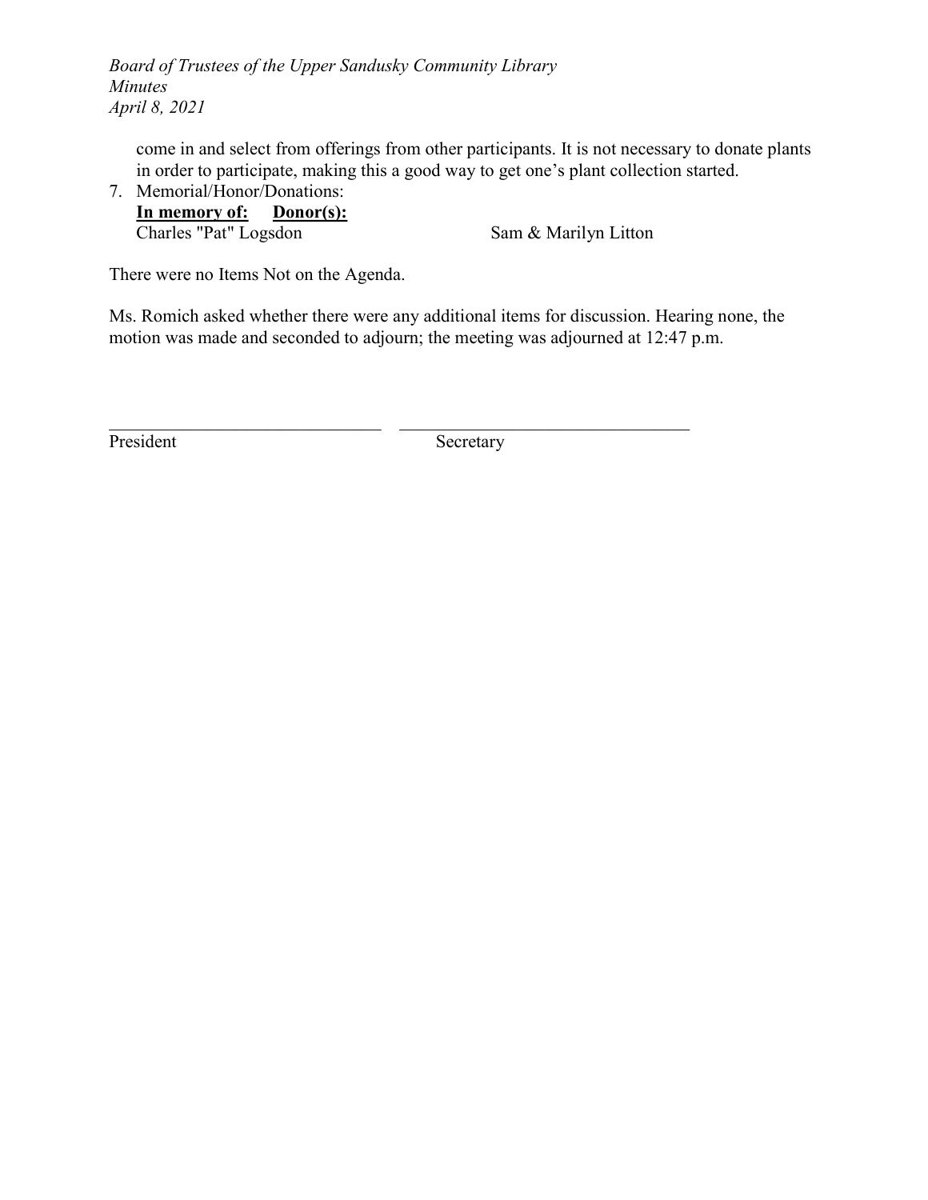come in and select from offerings from other participants. It is not necessary to donate plants in order to participate, making this a good way to get one's plant collection started.

7. Memorial/Honor/Donations:

| **In memory of:** | **Donor(s):** |
|---|---|
| Charles "Pat" Logsdon | Sam & Marilyn Litton |

There were no Items Not on the Agenda.

Ms. Romich asked whether there were any additional items for discussion. Hearing none, the motion was made and seconded to adjourn; the meeting was adjourned at 12:47 p.m.

______________________________ ______________________________

President Secretary